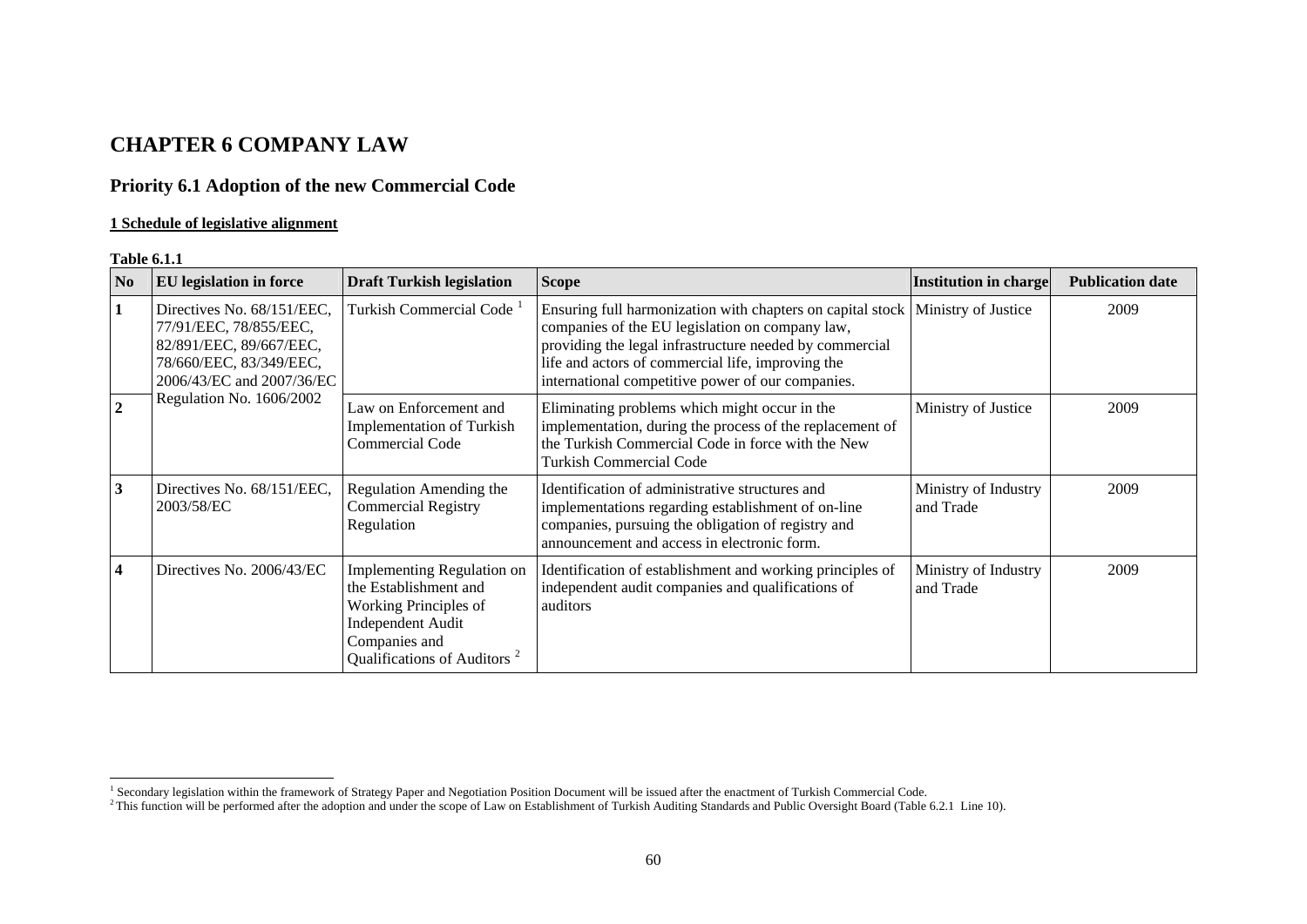# CHAPTER 6 COMPANY LAW

## Priority 6.1 Adoption of the new Commercial Code

**1 Schedule of legislative alignment**

**Table 6.1.1**

| No | EU legislation in force | Draft Turkish legislation | Scope | Institution in charge | Publication date |
|---|---|---|---|---|---|
| **1** | Directives No. 68/151/EEC, 77/91/EEC, 78/855/EEC, 82/891/EEC, 89/667/EEC, 78/660/EEC, 83/349/EEC, 2006/43/EC and 2007/36/EC Regulation No. 1606/2002 | Turkish Commercial Code [1] | Ensuring full harmonization with chapters on capital stock companies of the EU legislation on company law, providing the legal infrastructure needed by commercial life and actors of commercial life, improving the international competitive power of our companies. | Ministry of Justice | 2009 |
| **2** | | Law on Enforcement and Implementation of Turkish Commercial Code | Eliminating problems which might occur in the implementation, during the process of the replacement of the Turkish Commercial Code in force with the New Turkish Commercial Code | Ministry of Justice | 2009 |
| **3** | Directives No. 68/151/EEC, 2003/58/EC | Regulation Amending the Commercial Registry Regulation | Identification of administrative structures and implementations regarding establishment of on-line companies, pursuing the obligation of registry and announcement and access in electronic form. | Ministry of Industry and Trade | 2009 |
| **4** | Directives No. 2006/43/EC | Implementing Regulation on the Establishment and Working Principles of Independent Audit Companies and Qualifications of Auditors [2] | Identification of establishment and working principles of independent audit companies and qualifications of auditors | Ministry of Industry and Trade | 2009 |

[1] Secondary legislation within the framework of Strategy Paper and Negotiation Position Document will be issued after the enactment of Turkish Commercial Code.

[2] This function will be performed after the adoption and under the scope of Law on Establishment of Turkish Auditing Standards and Public Oversight Board (Table 6.2.1 Line 10).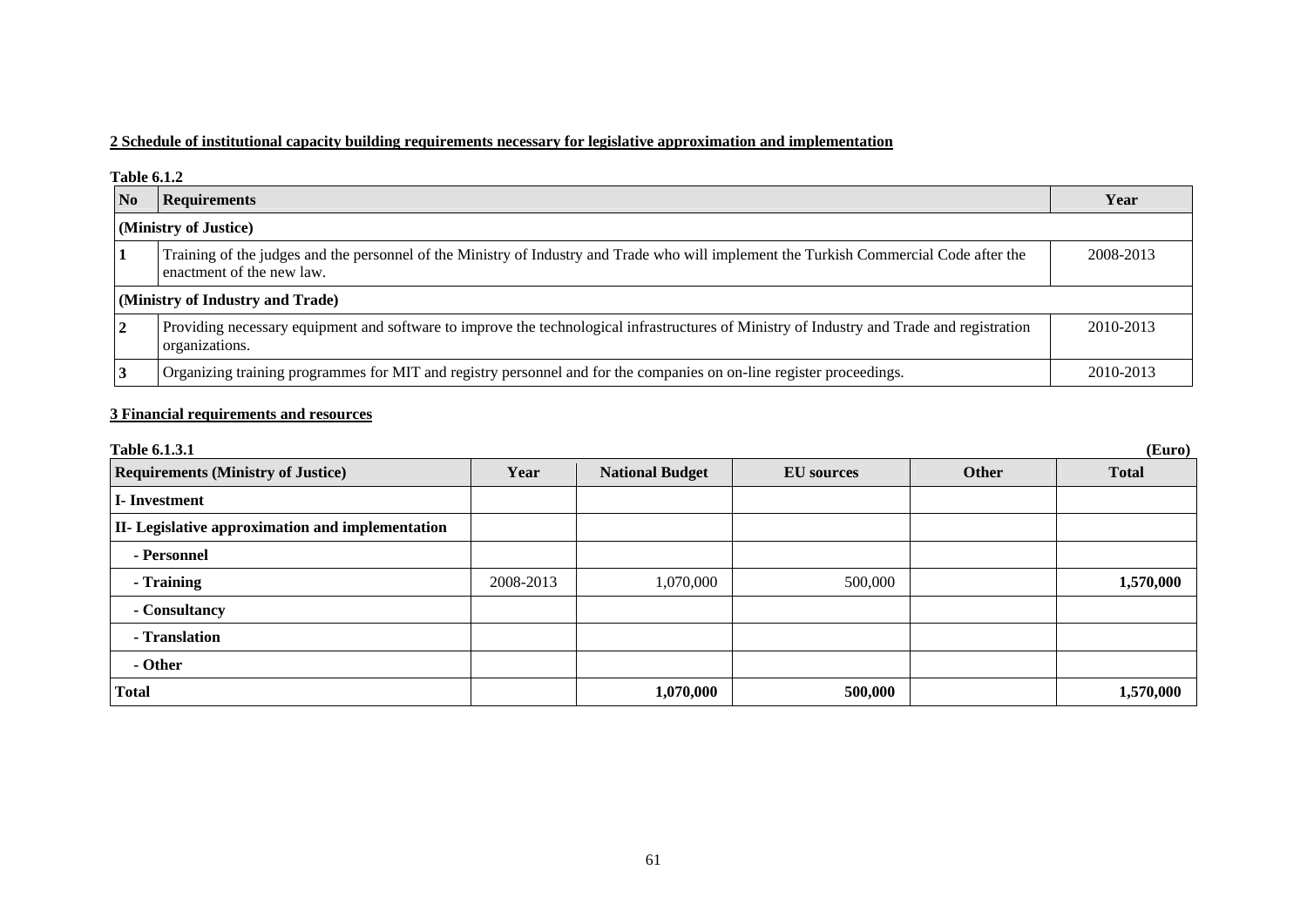**2 Schedule of institutional capacity building requirements necessary for legislative approximation and implementation**

**Table 6.1.2**

| No | Requirements | Year |
|---|---|---|
| **(Ministry of Justice)** | | |
| 1 | Training of the judges and the personnel of the Ministry of Industry and Trade who will implement the Turkish Commercial Code after the enactment of the new law. | 2008-2013 |
| **(Ministry of Industry and Trade)** | | |
| 2 | Providing necessary equipment and software to improve the technological infrastructures of Ministry of Industry and Trade and registration organizations. | 2010-2013 |
| 3 | Organizing training programmes for MIT and registry personnel and for the companies on on-line register proceedings. | 2010-2013 |

**3 Financial requirements and resources**

**Table 6.1.3.1** **(Euro)**

| Requirements (Ministry of Justice) | Year | National Budget | EU sources | Other | Total |
|---|---|---|---|---|---|
| **I- Investment** | | | | | |
| **II- Legislative approximation and implementation** | | | | | |
| **- Personnel** | | | | | |
| **- Training** | 2008-2013 | 1,070,000 | 500,000 | | **1,570,000** |
| **- Consultancy** | | | | | |
| **- Translation** | | | | | |
| **- Other** | | | | | |
| **Total** | | **1,070,000** | **500,000** | | **1,570,000** |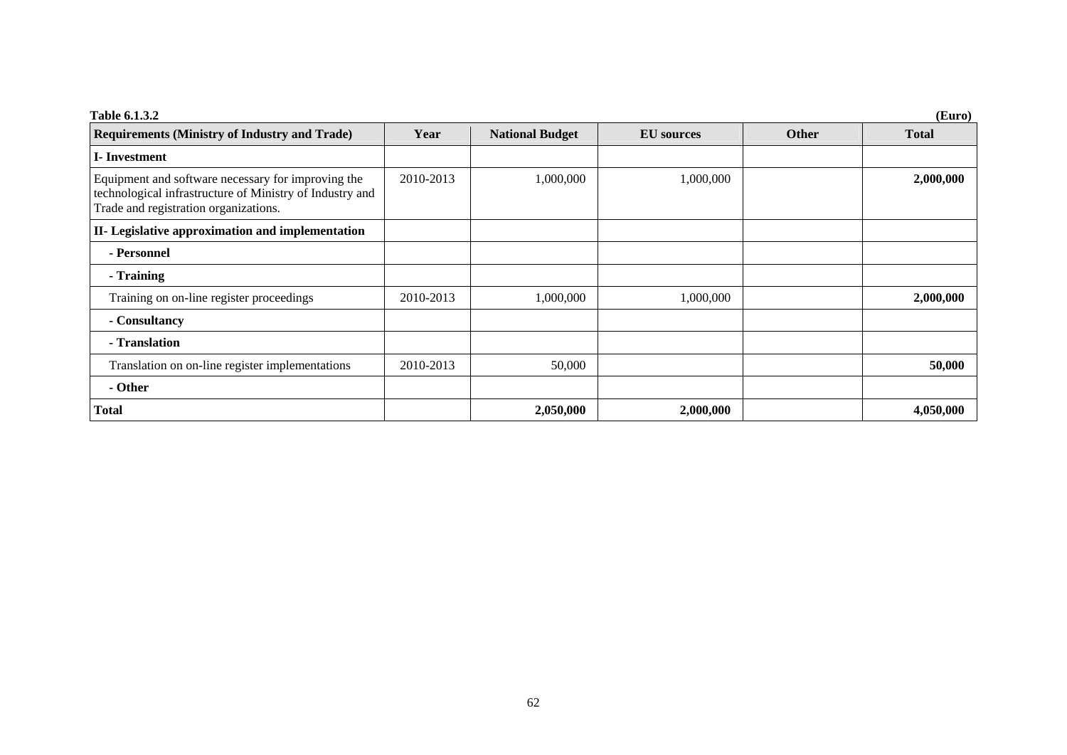**Table 6.1.3.2** **(Euro)**

| Requirements (Ministry of Industry and Trade) | Year | National Budget | EU sources | Other | Total |
|---|---|---|---|---|---|
| **I- Investment** | | | | | |
| Equipment and software necessary for improving the technological infrastructure of Ministry of Industry and Trade and registration organizations. | 2010-2013 | 1,000,000 | 1,000,000 | | **2,000,000** |
| **II- Legislative approximation and implementation** | | | | | |
| **- Personnel** | | | | | |
| **- Training** | | | | | |
| Training on on-line register proceedings | 2010-2013 | 1,000,000 | 1,000,000 | | **2,000,000** |
| **- Consultancy** | | | | | |
| **- Translation** | | | | | |
| Translation on on-line register implementations | 2010-2013 | 50,000 | | | **50,000** |
| **- Other** | | | | | |
| **Total** | | **2,050,000** | **2,000,000** | | **4,050,000** |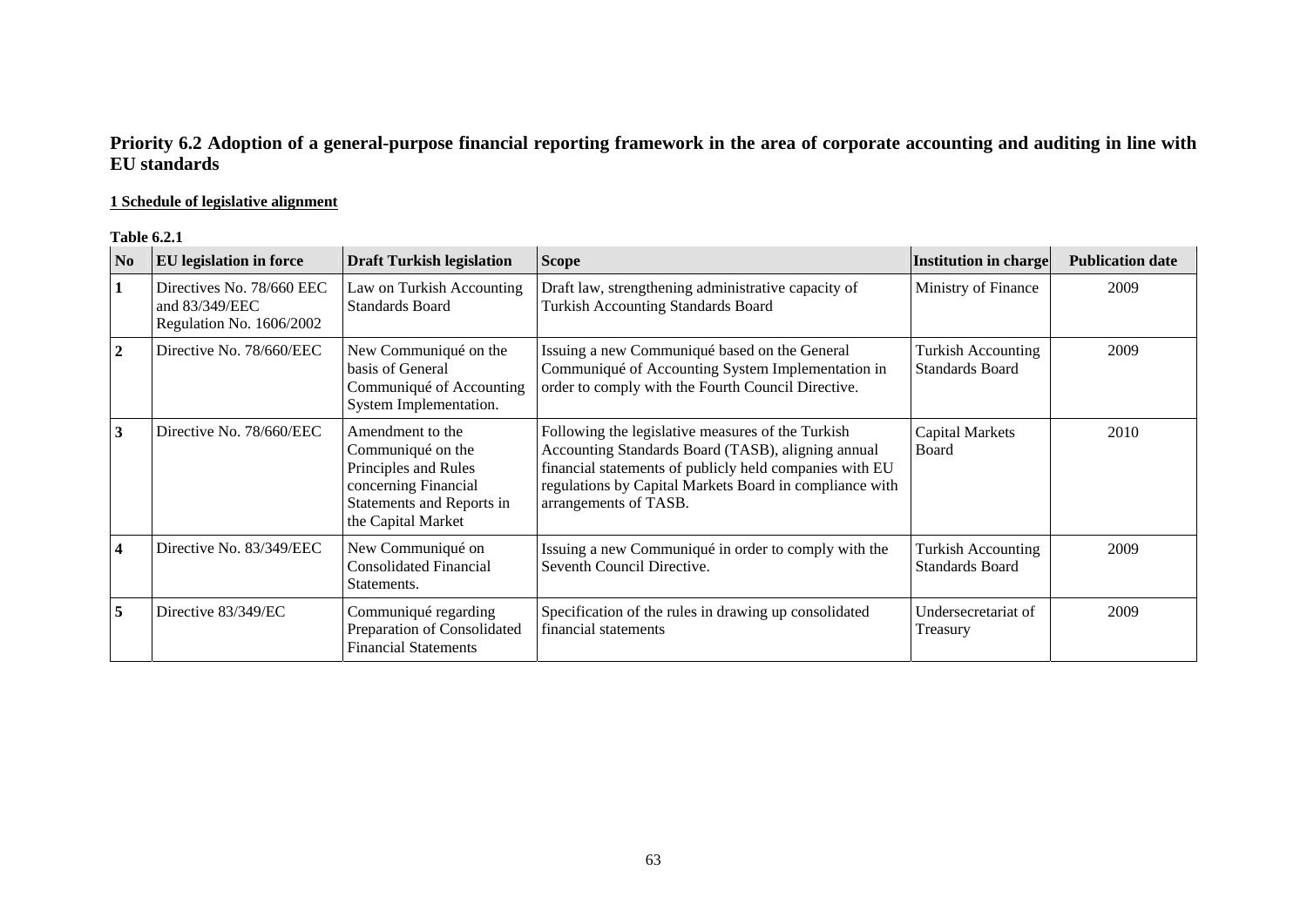## Priority 6.2 Adoption of a general-purpose financial reporting framework in the area of corporate accounting and auditing in line with EU standards

**1 Schedule of legislative alignment**

**Table 6.2.1**

| No | EU legislation in force | Draft Turkish legislation | Scope | Institution in charge | Publication date |
|---|---|---|---|---|---|
| 1 | Directives No. 78/660 EEC and 83/349/EEC Regulation No. 1606/2002 | Law on Turkish Accounting Standards Board | Draft law, strengthening administrative capacity of Turkish Accounting Standards Board | Ministry of Finance | 2009 |
| 2 | Directive No. 78/660/EEC | New Communiqué on the basis of General Communiqué of Accounting System Implementation. | Issuing a new Communiqué based on the General Communiqué of Accounting System Implementation in order to comply with the Fourth Council Directive. | Turkish Accounting Standards Board | 2009 |
| 3 | Directive No. 78/660/EEC | Amendment to the Communiqué on the Principles and Rules concerning Financial Statements and Reports in the Capital Market | Following the legislative measures of the Turkish Accounting Standards Board (TASB), aligning annual financial statements of publicly held companies with EU regulations by Capital Markets Board in compliance with arrangements of TASB. | Capital Markets Board | 2010 |
| 4 | Directive No. 83/349/EEC | New Communiqué on Consolidated Financial Statements. | Issuing a new Communiqué in order to comply with the Seventh Council Directive. | Turkish Accounting Standards Board | 2009 |
| 5 | Directive 83/349/EC | Communiqué regarding Preparation of Consolidated Financial Statements | Specification of the rules in drawing up consolidated financial statements | Undersecretariat of Treasury | 2009 |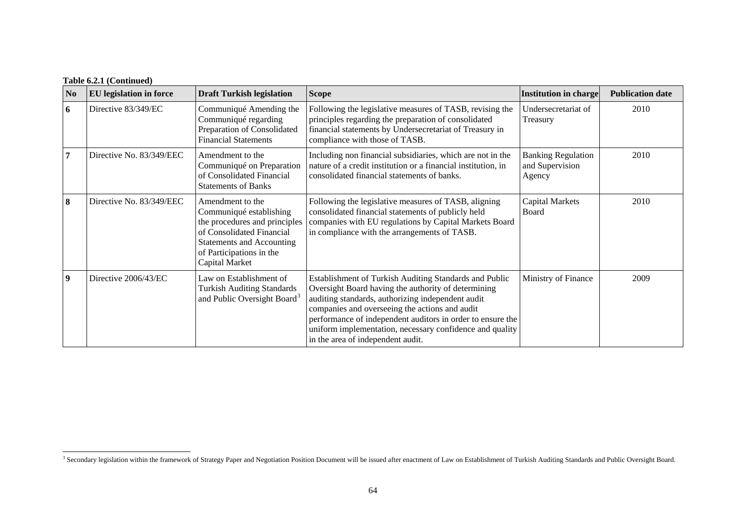**Table 6.2.1 (Continued)**

| No | EU legislation in force | Draft Turkish legislation | Scope | Institution in charge | Publication date |
|---|---|---|---|---|---|
| 6 | Directive 83/349/EC | Communiqué Amending the Communiqué regarding Preparation of Consolidated Financial Statements | Following the legislative measures of TASB, revising the principles regarding the preparation of consolidated financial statements by Undersecretariat of Treasury in compliance with those of TASB. | Undersecretariat of Treasury | 2010 |
| 7 | Directive No. 83/349/EEC | Amendment to the Communiqué on Preparation of Consolidated Financial Statements of Banks | Including non financial subsidiaries, which are not in the nature of a credit institution or a financial institution, in consolidated financial statements of banks. | Banking Regulation and Supervision Agency | 2010 |
| 8 | Directive No. 83/349/EEC | Amendment to the Communiqué establishing the procedures and principles of Consolidated Financial Statements and Accounting of Participations in the Capital Market | Following the legislative measures of TASB, aligning consolidated financial statements of publicly held companies with EU regulations by Capital Markets Board in compliance with the arrangements of TASB. | Capital Markets Board | 2010 |
| 9 | Directive 2006/43/EC | Law on Establishment of Turkish Auditing Standards and Public Oversight Board[3] | Establishment of Turkish Auditing Standards and Public Oversight Board having the authority of determining auditing standards, authorizing independent audit companies and overseeing the actions and audit performance of independent auditors in order to ensure the uniform implementation, necessary confidence and quality in the area of independent audit. | Ministry of Finance | 2009 |

[3] Secondary legislation within the framework of Strategy Paper and Negotiation Position Document will be issued after enactment of Law on Establishment of Turkish Auditing Standards and Public Oversight Board.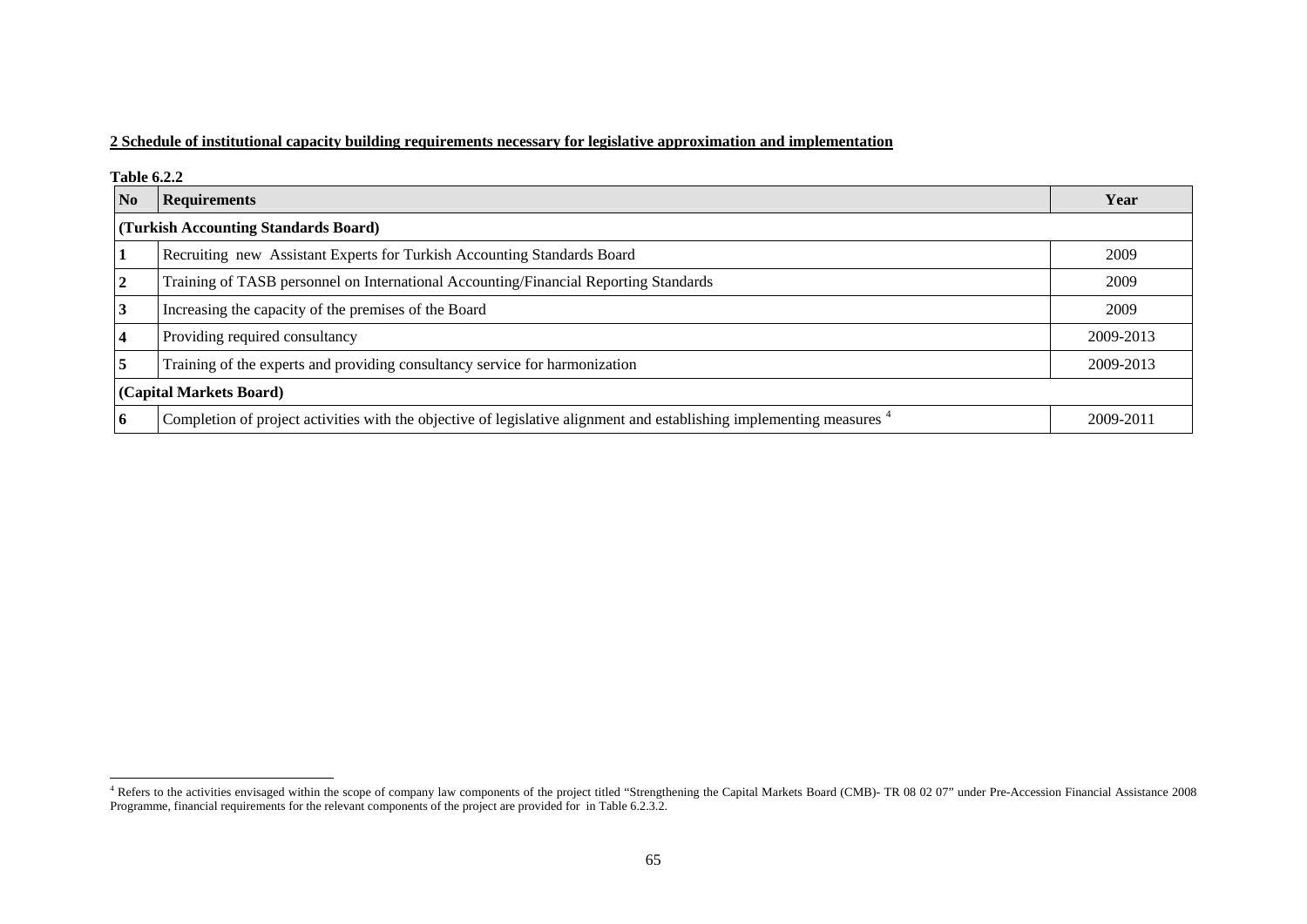**2 Schedule of institutional capacity building requirements necessary for legislative approximation and implementation**

**Table 6.2.2**

| No | Requirements | Year |
|---|---|---|
| **(Turkish Accounting Standards Board)** | | |
| **1** | Recruiting new Assistant Experts for Turkish Accounting Standards Board | 2009 |
| **2** | Training of TASB personnel on International Accounting/Financial Reporting Standards | 2009 |
| **3** | Increasing the capacity of the premises of the Board | 2009 |
| **4** | Providing required consultancy | 2009-2013 |
| **5** | Training of the experts and providing consultancy service for harmonization | 2009-2013 |
| **(Capital Markets Board)** | | |
| **6** | Completion of project activities with the objective of legislative alignment and establishing implementing measures [4] | 2009-2011 |

[4] Refers to the activities envisaged within the scope of company law components of the project titled "Strengthening the Capital Markets Board (CMB)- TR 08 02 07" under Pre-Accession Financial Assistance 2008 Programme, financial requirements for the relevant components of the project are provided for in Table 6.2.3.2.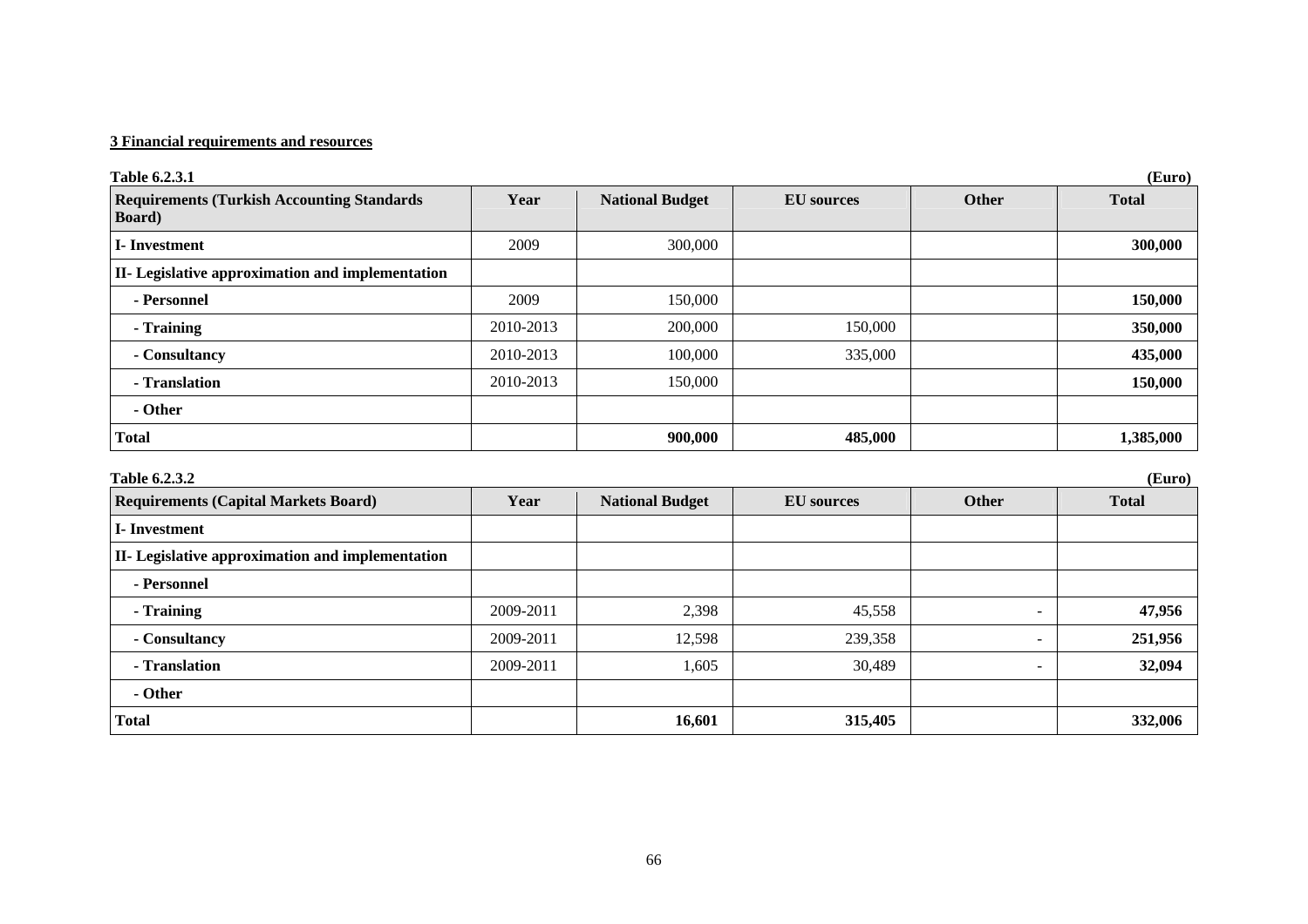**3 Financial requirements and resources**

**Table 6.2.3.1** **(Euro)**

| Requirements (Turkish Accounting Standards Board) | Year | National Budget | EU sources | Other | Total |
|---|---|---|---|---|---|
| **I- Investment** | 2009 | 300,000 | | | **300,000** |
| **II- Legislative approximation and implementation** | | | | | |
| **- Personnel** | 2009 | 150,000 | | | **150,000** |
| **- Training** | 2010-2013 | 200,000 | 150,000 | | **350,000** |
| **- Consultancy** | 2010-2013 | 100,000 | 335,000 | | **435,000** |
| **- Translation** | 2010-2013 | 150,000 | | | **150,000** |
| **- Other** | | | | | |
| **Total** | | **900,000** | **485,000** | | **1,385,000** |

**Table 6.2.3.2** **(Euro)**

| Requirements (Capital Markets Board) | Year | National Budget | EU sources | Other | Total |
|---|---|---|---|---|---|
| **I- Investment** | | | | | |
| **II- Legislative approximation and implementation** | | | | | |
| **- Personnel** | | | | | |
| **- Training** | 2009-2011 | 2,398 | 45,558 | - | **47,956** |
| **- Consultancy** | 2009-2011 | 12,598 | 239,358 | - | **251,956** |
| **- Translation** | 2009-2011 | 1,605 | 30,489 | - | **32,094** |
| **- Other** | | | | | |
| **Total** | | **16,601** | **315,405** | | **332,006** |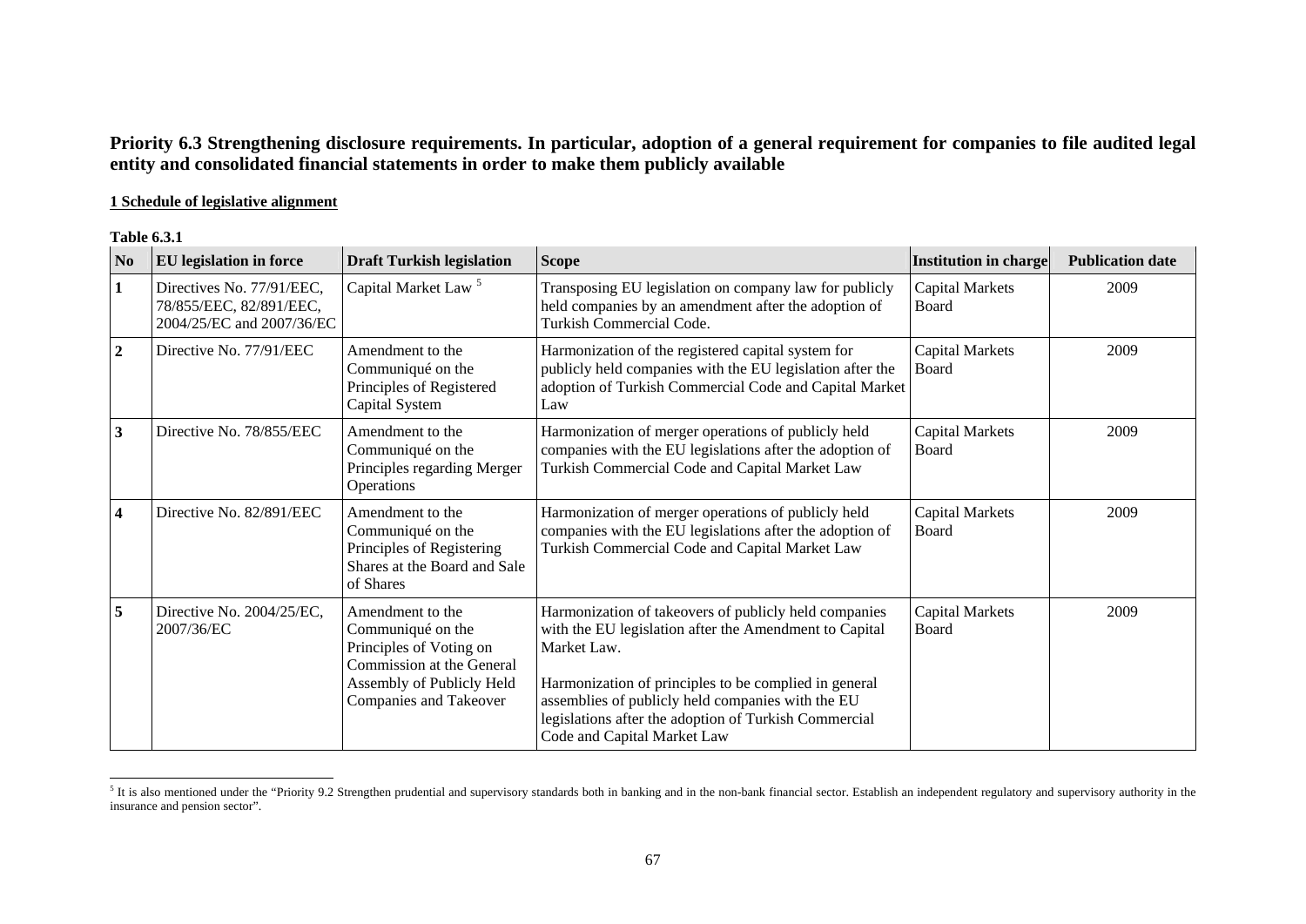## Priority 6.3 Strengthening disclosure requirements. In particular, adoption of a general requirement for companies to file audited legal entity and consolidated financial statements in order to make them publicly available

**1 Schedule of legislative alignment**

**Table 6.3.1**

| No | EU legislation in force | Draft Turkish legislation | Scope | Institution in charge | Publication date |
|---|---|---|---|---|---|
| 1 | Directives No. 77/91/EEC, 78/855/EEC, 82/891/EEC, 2004/25/EC and 2007/36/EC | Capital Market Law [5] | Transposing EU legislation on company law for publicly held companies by an amendment after the adoption of Turkish Commercial Code. | Capital Markets Board | 2009 |
| 2 | Directive No. 77/91/EEC | Amendment to the Communiqué on the Principles of Registered Capital System | Harmonization of the registered capital system for publicly held companies with the EU legislation after the adoption of Turkish Commercial Code and Capital Market Law | Capital Markets Board | 2009 |
| 3 | Directive No. 78/855/EEC | Amendment to the Communiqué on the Principles regarding Merger Operations | Harmonization of merger operations of publicly held companies with the EU legislations after the adoption of Turkish Commercial Code and Capital Market Law | Capital Markets Board | 2009 |
| 4 | Directive No. 82/891/EEC | Amendment to the Communiqué on the Principles of Registering Shares at the Board and Sale of Shares | Harmonization of merger operations of publicly held companies with the EU legislations after the adoption of Turkish Commercial Code and Capital Market Law | Capital Markets Board | 2009 |
| 5 | Directive No. 2004/25/EC, 2007/36/EC | Amendment to the Communiqué on the Principles of Voting on Commission at the General Assembly of Publicly Held Companies and Takeover | Harmonization of takeovers of publicly held companies with the EU legislation after the Amendment to Capital Market Law.<br><br>Harmonization of principles to be complied in general assemblies of publicly held companies with the EU legislations after the adoption of Turkish Commercial Code and Capital Market Law | Capital Markets Board | 2009 |

[5] It is also mentioned under the "Priority 9.2 Strengthen prudential and supervisory standards both in banking and in the non-bank financial sector. Establish an independent regulatory and supervisory authority in the insurance and pension sector".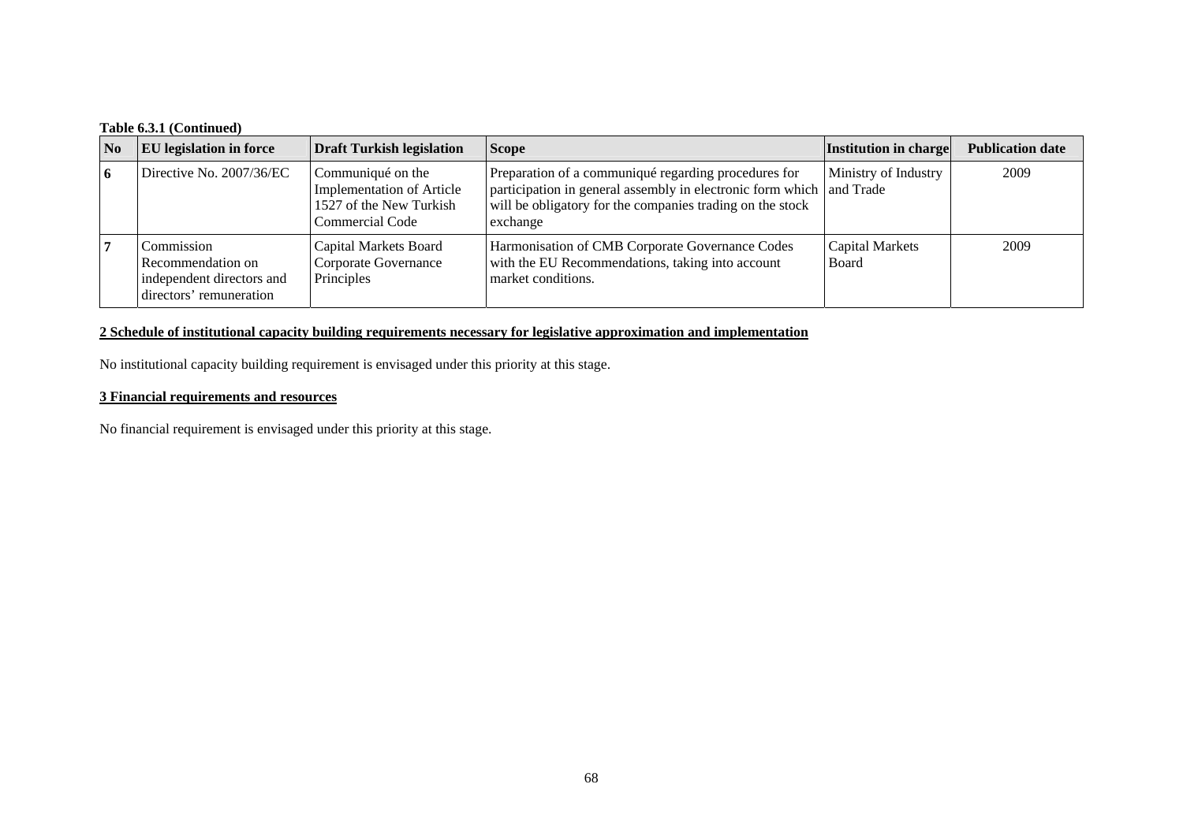**Table 6.3.1 (Continued)**

| No | EU legislation in force | Draft Turkish legislation | Scope | Institution in charge | Publication date |
|---|---|---|---|---|---|
| **6** | Directive No. 2007/36/EC | Communiqué on the Implementation of Article 1527 of the New Turkish Commercial Code | Preparation of a communiqué regarding procedures for participation in general assembly in electronic form which will be obligatory for the companies trading on the stock exchange | Ministry of Industry and Trade | 2009 |
| **7** | Commission Recommendation on independent directors and directors' remuneration | Capital Markets Board Corporate Governance Principles | Harmonisation of CMB Corporate Governance Codes with the EU Recommendations, taking into account market conditions. | Capital Markets Board | 2009 |

**2 Schedule of institutional capacity building requirements necessary for legislative approximation and implementation**

No institutional capacity building requirement is envisaged under this priority at this stage.

**3 Financial requirements and resources**

No financial requirement is envisaged under this priority at this stage.